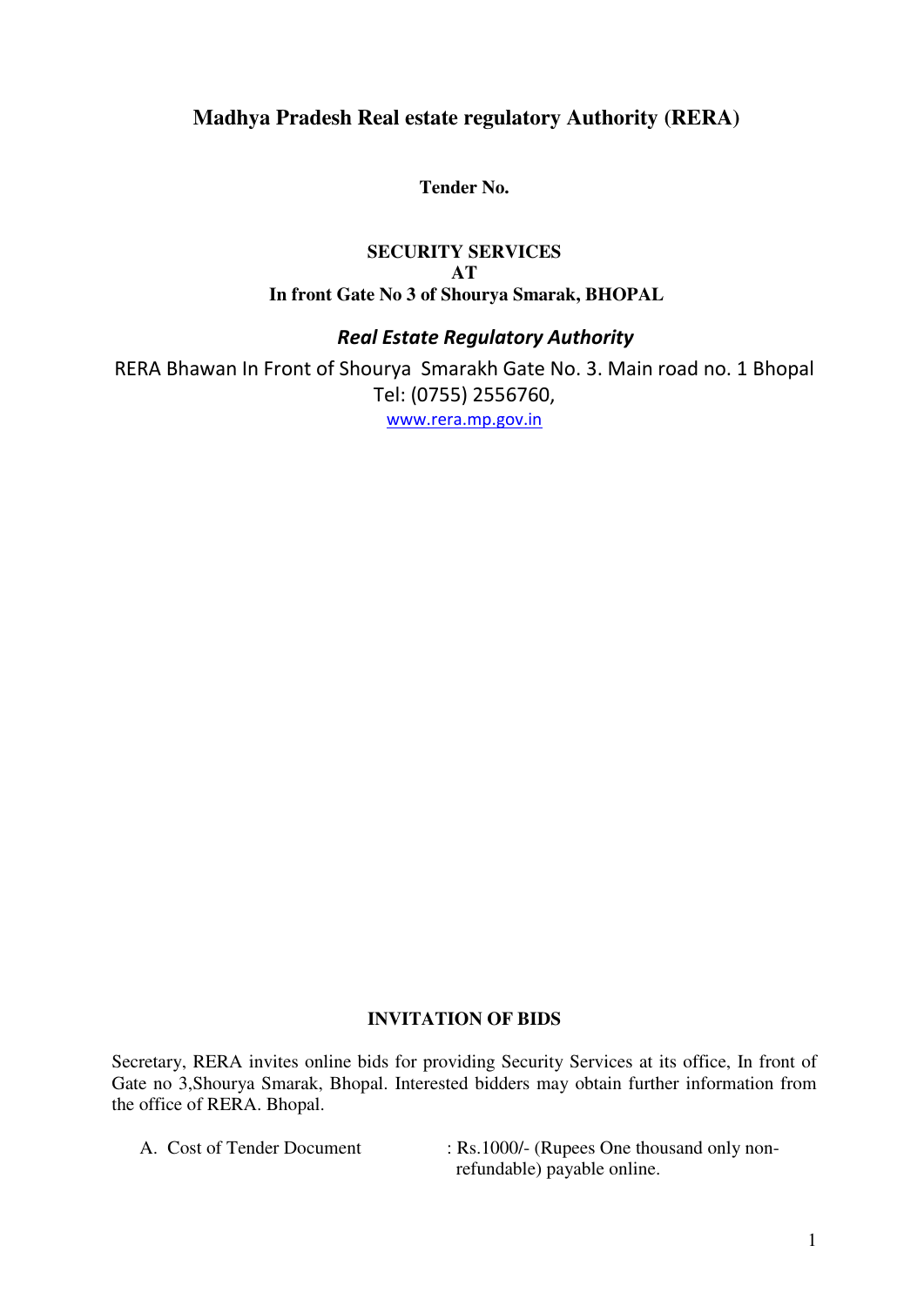# Madhya Pradesh Real estate regulatory Authority (RERA)

**Tender No.**

**SECURITY SERVICES**
**AT**
**In front Gate No 3 of Shourya Smarak, BHOPAL**

***Real Estate Regulatory Authority***

RERA Bhawan In Front of Shourya Smarakh Gate No. 3. Main road no. 1 Bhopal
Tel: (0755) 2556760,
www.rera.mp.gov.in

## INVITATION OF BIDS

Secretary, RERA invites online bids for providing Security Services at its office, In front of Gate no 3,Shourya Smarak, Bhopal. Interested bidders may obtain further information from the office of RERA. Bhopal.

A. Cost of Tender Document : Rs.1000/- (Rupees One thousand only non-refundable) payable online.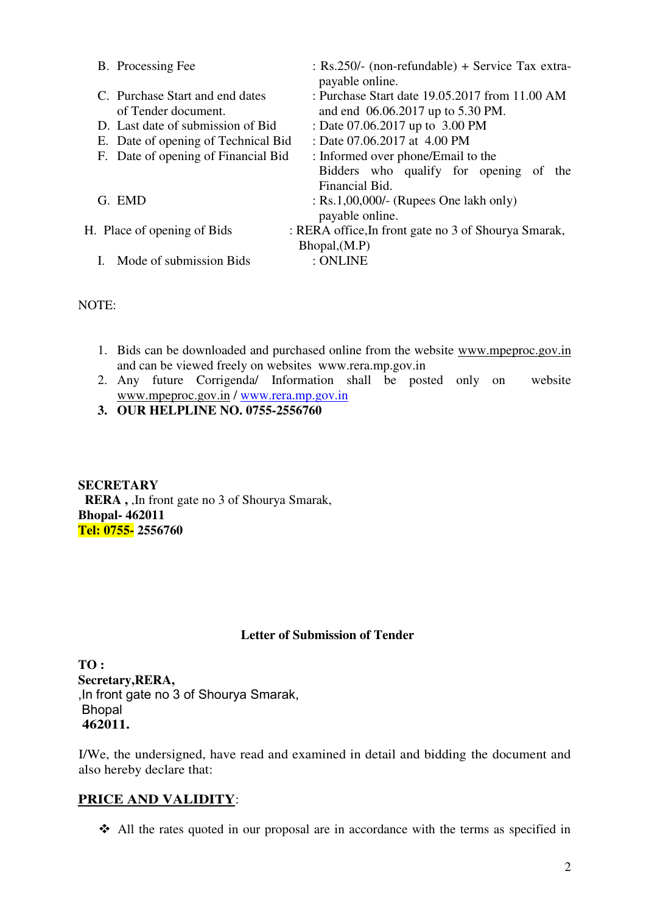| | |
|---|---|
| B. Processing Fee | : Rs.250/- (non-refundable) + Service Tax extra-payable online. |
| C. Purchase Start and end dates of Tender document. | : Purchase Start date 19.05.2017 from 11.00 AM and end 06.06.2017 up to 5.30 PM. |
| D. Last date of submission of Bid | : Date 07.06.2017 up to 3.00 PM |
| E. Date of opening of Technical Bid | : Date 07.06.2017 at 4.00 PM |
| F. Date of opening of Financial Bid | : Informed over phone/Email to the Bidders who qualify for opening of the Financial Bid. |
| G. EMD | : Rs.1,00,000/- (Rupees One lakh only) payable online. |
| H. Place of opening of Bids | : RERA office,In front gate no 3 of Shourya Smarak, Bhopal,(M.P) |
| I. Mode of submission Bids | : ONLINE |

NOTE:

1. Bids can be downloaded and purchased online from the website www.mpeproc.gov.in and can be viewed freely on websites www.rera.mp.gov.in
2. Any future Corrigenda/ Information shall be posted only on website www.mpeproc.gov.in / www.rera.mp.gov.in
3. **OUR HELPLINE NO. 0755-2556760**

**SECRETARY**
**RERA ,** ,In front gate no 3 of Shourya Smarak,
**Bhopal- 462011**
**Tel: 0755- 2556760**

**Letter of Submission of Tender**

**TO :**
**Secretary,RERA,**
,In front gate no 3 of Shourya Smarak,
Bhopal
**462011.**

I/We, the undersigned, have read and examined in detail and bidding the document and also hereby declare that:

**PRICE AND VALIDITY**:

- All the rates quoted in our proposal are in accordance with the terms as specified in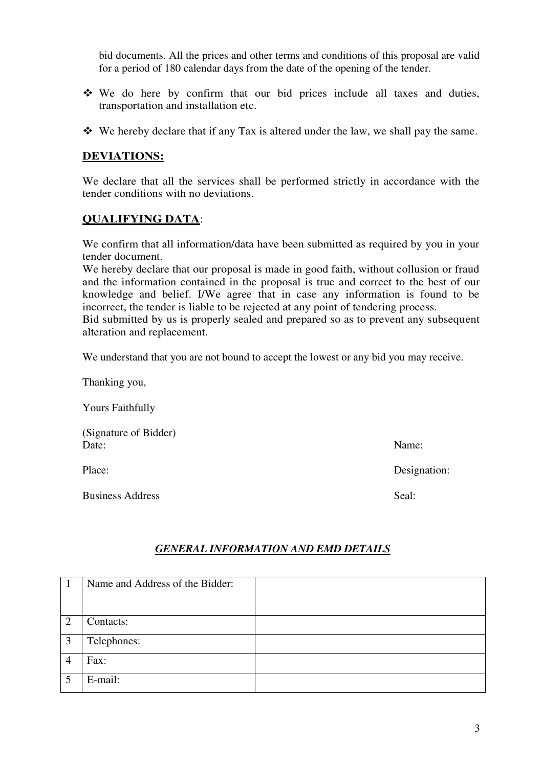bid documents. All the prices and other terms and conditions of this proposal are valid for a period of 180 calendar days from the date of the opening of the tender.

- We do here by confirm that our bid prices include all taxes and duties, transportation and installation etc.
- We hereby declare that if any Tax is altered under the law, we shall pay the same.

## DEVIATIONS:

We declare that all the services shall be performed strictly in accordance with the tender conditions with no deviations.

## QUALIFYING DATA:

We confirm that all information/data have been submitted as required by you in your tender document.

We hereby declare that our proposal is made in good faith, without collusion or fraud and the information contained in the proposal is true and correct to the best of our knowledge and belief. I/We agree that in case any information is found to be incorrect, the tender is liable to be rejected at any point of tendering process.

Bid submitted by us is properly sealed and prepared so as to prevent any subsequent alteration and replacement.

We understand that you are not bound to accept the lowest or any bid you may receive.

Thanking you,

Yours Faithfully

(Signature of Bidder)

Date: Name:

Place: Designation:

Business Address Seal:

### *GENERAL INFORMATION AND EMD DETAILS*

| | | |
|---|---|---|
| 1 | Name and Address of the Bidder: | |
| 2 | Contacts: | |
| 3 | Telephones: | |
| 4 | Fax: | |
| 5 | E-mail: | |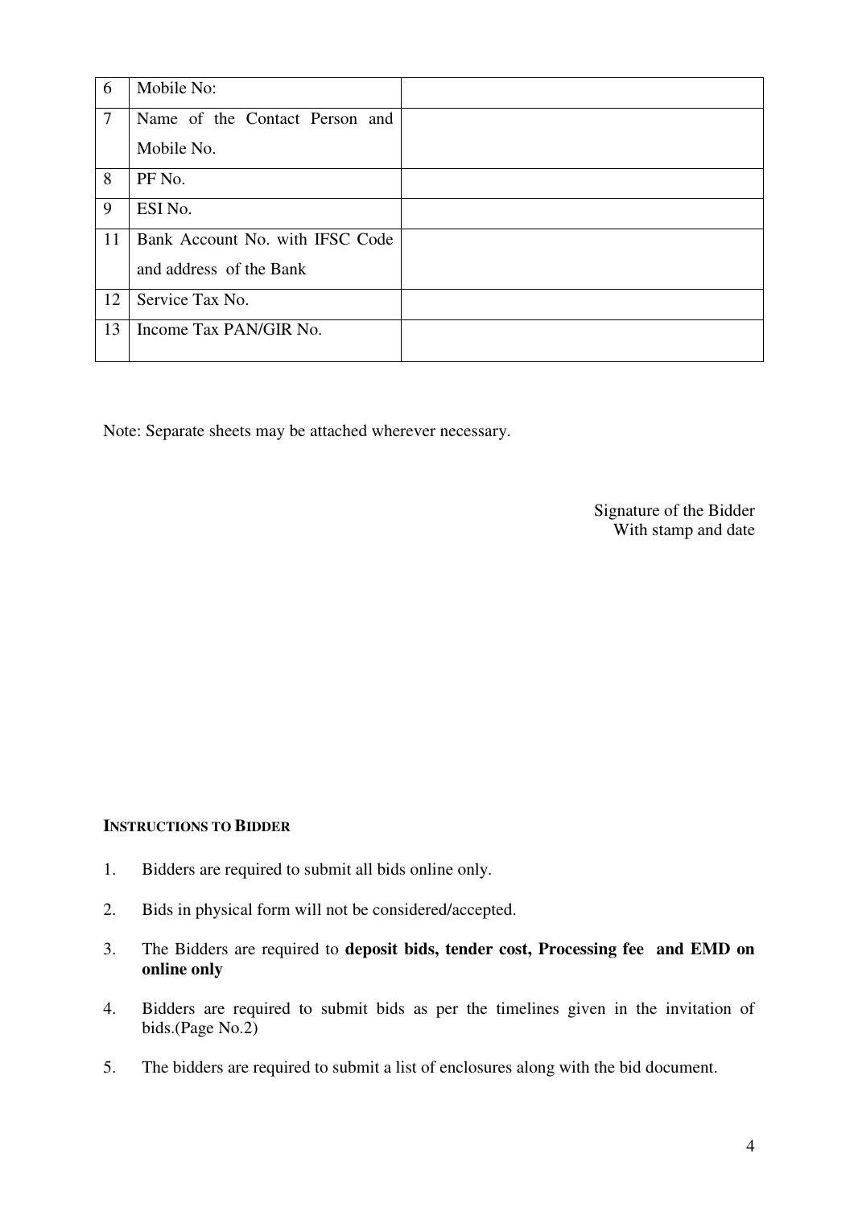| 6 | Mobile No: | |
|---|---|---|
| 7 | Name of the Contact Person and Mobile No. | |
| 8 | PF No. | |
| 9 | ESI No. | |
| 11 | Bank Account No. with IFSC Code and address of the Bank | |
| 12 | Service Tax No. | |
| 13 | Income Tax PAN/GIR No. | |

Note: Separate sheets may be attached wherever necessary.

Signature of the Bidder
With stamp and date

**INSTRUCTIONS TO BIDDER**

1. Bidders are required to submit all bids online only.
2. Bids in physical form will not be considered/accepted.
3. The Bidders are required to **deposit bids, tender cost, Processing fee and EMD on online only**
4. Bidders are required to submit bids as per the timelines given in the invitation of bids.(Page No.2)
5. The bidders are required to submit a list of enclosures along with the bid document.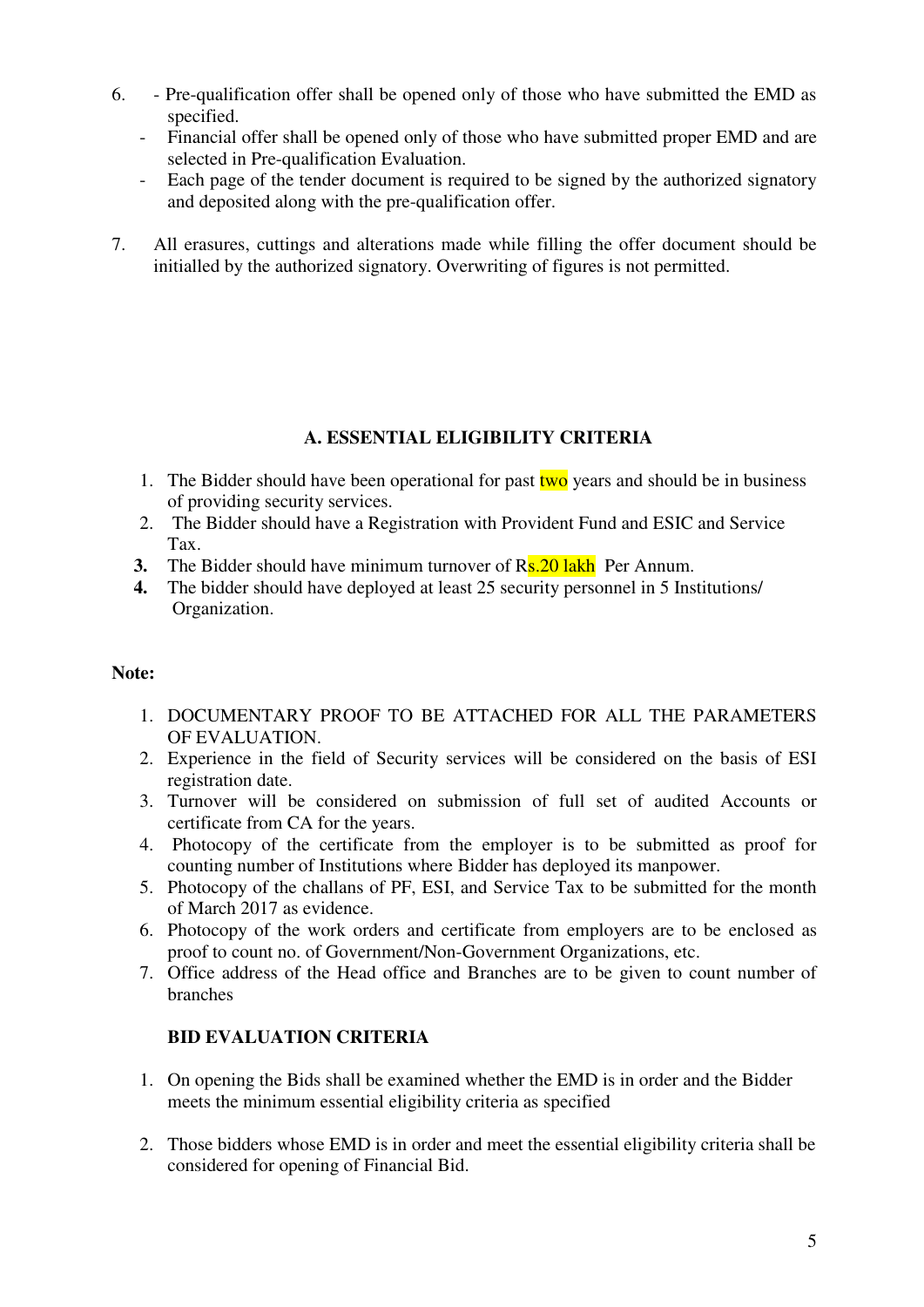6. - Pre-qualification offer shall be opened only of those who have submitted the EMD as specified.
   - Financial offer shall be opened only of those who have submitted proper EMD and are selected in Pre-qualification Evaluation.
   - Each page of the tender document is required to be signed by the authorized signatory and deposited along with the pre-qualification offer.

7. All erasures, cuttings and alterations made while filling the offer document should be initialled by the authorized signatory. Overwriting of figures is not permitted.

### A. ESSENTIAL ELIGIBILITY CRITERIA

1. The Bidder should have been operational for past two years and should be in business of providing security services.
2. The Bidder should have a Registration with Provident Fund and ESIC and Service Tax.
3. **3.** The Bidder should have minimum turnover of Rs.20 lakh Per Annum.
4. **4.** The bidder should have deployed at least 25 security personnel in 5 Institutions/ Organization.

**Note:**

1. DOCUMENTARY PROOF TO BE ATTACHED FOR ALL THE PARAMETERS OF EVALUATION.
2. Experience in the field of Security services will be considered on the basis of ESI registration date.
3. Turnover will be considered on submission of full set of audited Accounts or certificate from CA for the years.
4. Photocopy of the certificate from the employer is to be submitted as proof for counting number of Institutions where Bidder has deployed its manpower.
5. Photocopy of the challans of PF, ESI, and Service Tax to be submitted for the month of March 2017 as evidence.
6. Photocopy of the work orders and certificate from employers are to be enclosed as proof to count no. of Government/Non-Government Organizations, etc.
7. Office address of the Head office and Branches are to be given to count number of branches

### BID EVALUATION CRITERIA

1. On opening the Bids shall be examined whether the EMD is in order and the Bidder meets the minimum essential eligibility criteria as specified

2. Those bidders whose EMD is in order and meet the essential eligibility criteria shall be considered for opening of Financial Bid.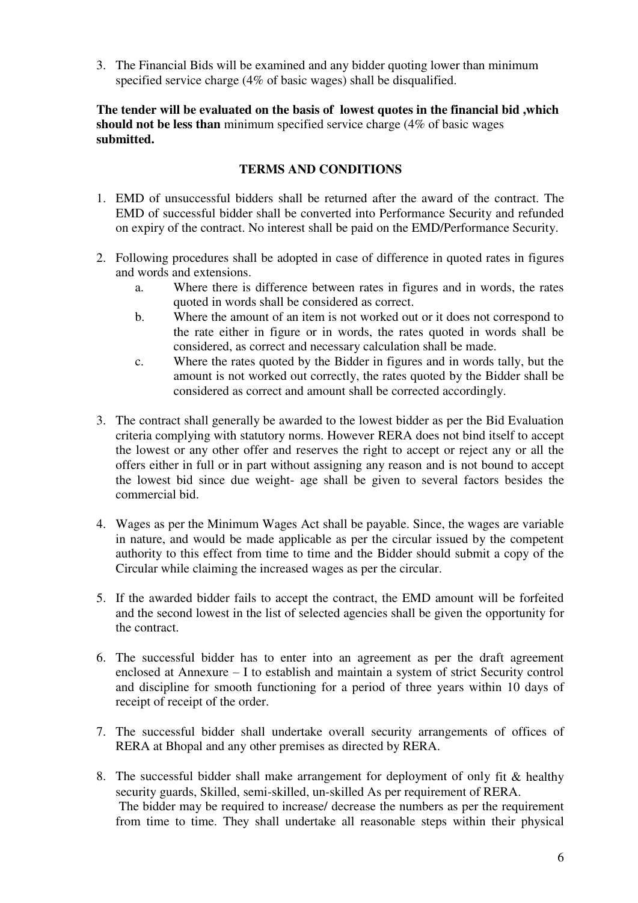3. The Financial Bids will be examined and any bidder quoting lower than minimum specified service charge (4% of basic wages) shall be disqualified.

**The tender will be evaluated on the basis of lowest quotes in the financial bid ,which should not be less than** minimum specified service charge (4% of basic wages **submitted.**

### TERMS AND CONDITIONS

1. EMD of unsuccessful bidders shall be returned after the award of the contract. The EMD of successful bidder shall be converted into Performance Security and refunded on expiry of the contract. No interest shall be paid on the EMD/Performance Security.

2. Following procedures shall be adopted in case of difference in quoted rates in figures and words and extensions.
   a. Where there is difference between rates in figures and in words, the rates quoted in words shall be considered as correct.
   b. Where the amount of an item is not worked out or it does not correspond to the rate either in figure or in words, the rates quoted in words shall be considered, as correct and necessary calculation shall be made.
   c. Where the rates quoted by the Bidder in figures and in words tally, but the amount is not worked out correctly, the rates quoted by the Bidder shall be considered as correct and amount shall be corrected accordingly.

3. The contract shall generally be awarded to the lowest bidder as per the Bid Evaluation criteria complying with statutory norms. However RERA does not bind itself to accept the lowest or any other offer and reserves the right to accept or reject any or all the offers either in full or in part without assigning any reason and is not bound to accept the lowest bid since due weight- age shall be given to several factors besides the commercial bid.

4. Wages as per the Minimum Wages Act shall be payable. Since, the wages are variable in nature, and would be made applicable as per the circular issued by the competent authority to this effect from time to time and the Bidder should submit a copy of the Circular while claiming the increased wages as per the circular.

5. If the awarded bidder fails to accept the contract, the EMD amount will be forfeited and the second lowest in the list of selected agencies shall be given the opportunity for the contract.

6. The successful bidder has to enter into an agreement as per the draft agreement enclosed at Annexure – I to establish and maintain a system of strict Security control and discipline for smooth functioning for a period of three years within 10 days of receipt of receipt of the order.

7. The successful bidder shall undertake overall security arrangements of offices of RERA at Bhopal and any other premises as directed by RERA.

8. The successful bidder shall make arrangement for deployment of only fit & healthy security guards, Skilled, semi-skilled, un-skilled As per requirement of RERA.
   The bidder may be required to increase/ decrease the numbers as per the requirement from time to time. They shall undertake all reasonable steps within their physical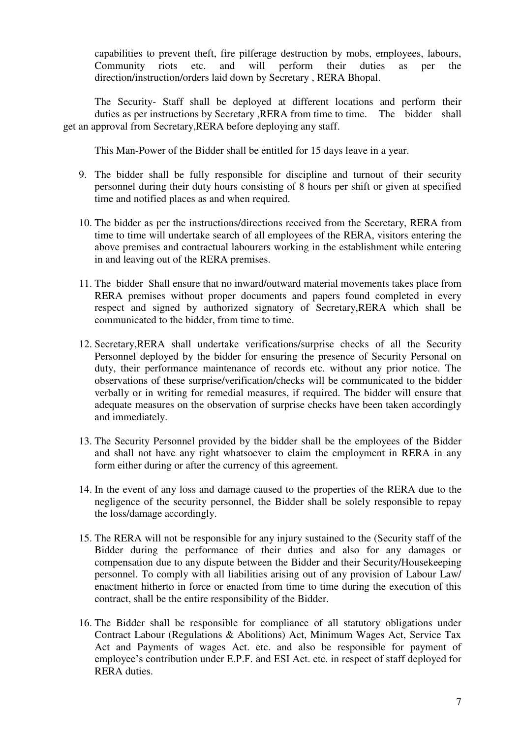capabilities to prevent theft, fire pilferage destruction by mobs, employees, labours, Community riots etc. and will perform their duties as per the direction/instruction/orders laid down by Secretary , RERA Bhopal.

The Security- Staff shall be deployed at different locations and perform their duties as per instructions by Secretary ,RERA from time to time. The bidder shall get an approval from Secretary,RERA before deploying any staff.

This Man-Power of the Bidder shall be entitled for 15 days leave in a year.

9. The bidder shall be fully responsible for discipline and turnout of their security personnel during their duty hours consisting of 8 hours per shift or given at specified time and notified places as and when required.

10. The bidder as per the instructions/directions received from the Secretary, RERA from time to time will undertake search of all employees of the RERA, visitors entering the above premises and contractual labourers working in the establishment while entering in and leaving out of the RERA premises.

11. The bidder Shall ensure that no inward/outward material movements takes place from RERA premises without proper documents and papers found completed in every respect and signed by authorized signatory of Secretary,RERA which shall be communicated to the bidder, from time to time.

12. Secretary,RERA shall undertake verifications/surprise checks of all the Security Personnel deployed by the bidder for ensuring the presence of Security Personal on duty, their performance maintenance of records etc. without any prior notice. The observations of these surprise/verification/checks will be communicated to the bidder verbally or in writing for remedial measures, if required. The bidder will ensure that adequate measures on the observation of surprise checks have been taken accordingly and immediately.

13. The Security Personnel provided by the bidder shall be the employees of the Bidder and shall not have any right whatsoever to claim the employment in RERA in any form either during or after the currency of this agreement.

14. In the event of any loss and damage caused to the properties of the RERA due to the negligence of the security personnel, the Bidder shall be solely responsible to repay the loss/damage accordingly.

15. The RERA will not be responsible for any injury sustained to the (Security staff of the Bidder during the performance of their duties and also for any damages or compensation due to any dispute between the Bidder and their Security/Housekeeping personnel. To comply with all liabilities arising out of any provision of Labour Law/ enactment hitherto in force or enacted from time to time during the execution of this contract, shall be the entire responsibility of the Bidder.

16. The Bidder shall be responsible for compliance of all statutory obligations under Contract Labour (Regulations & Abolitions) Act, Minimum Wages Act, Service Tax Act and Payments of wages Act. etc. and also be responsible for payment of employee's contribution under E.P.F. and ESI Act. etc. in respect of staff deployed for RERA duties.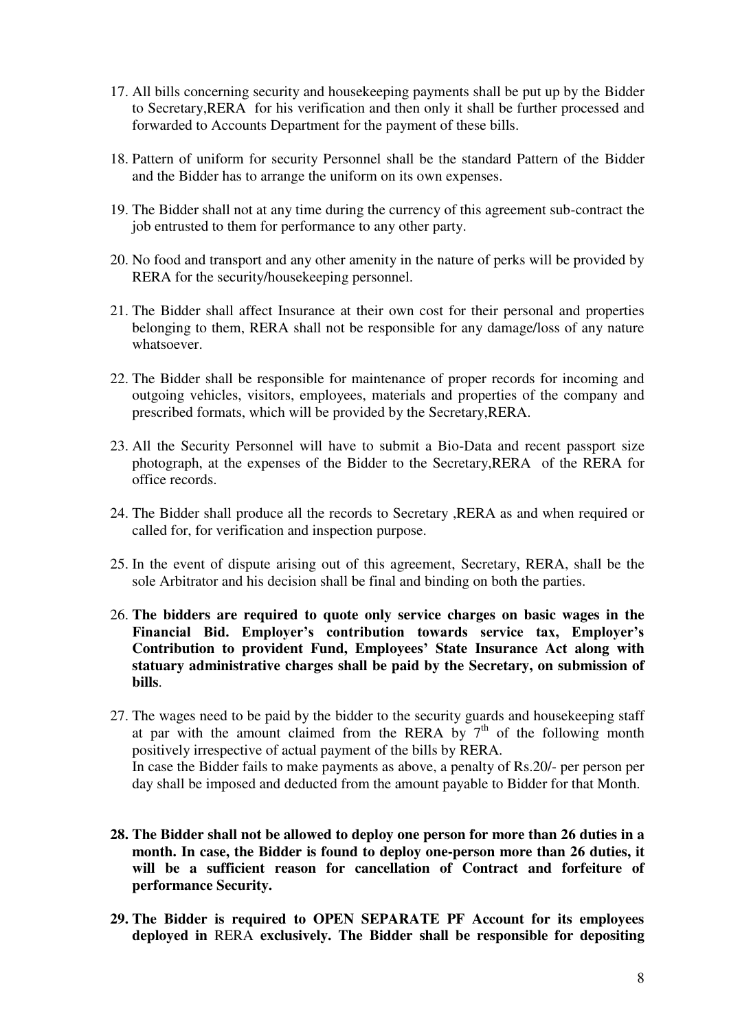17. All bills concerning security and housekeeping payments shall be put up by the Bidder to Secretary,RERA for his verification and then only it shall be further processed and forwarded to Accounts Department for the payment of these bills.

18. Pattern of uniform for security Personnel shall be the standard Pattern of the Bidder and the Bidder has to arrange the uniform on its own expenses.

19. The Bidder shall not at any time during the currency of this agreement sub-contract the job entrusted to them for performance to any other party.

20. No food and transport and any other amenity in the nature of perks will be provided by RERA for the security/housekeeping personnel.

21. The Bidder shall affect Insurance at their own cost for their personal and properties belonging to them, RERA shall not be responsible for any damage/loss of any nature whatsoever.

22. The Bidder shall be responsible for maintenance of proper records for incoming and outgoing vehicles, visitors, employees, materials and properties of the company and prescribed formats, which will be provided by the Secretary,RERA.

23. All the Security Personnel will have to submit a Bio-Data and recent passport size photograph, at the expenses of the Bidder to the Secretary,RERA of the RERA for office records.

24. The Bidder shall produce all the records to Secretary ,RERA as and when required or called for, for verification and inspection purpose.

25. In the event of dispute arising out of this agreement, Secretary, RERA, shall be the sole Arbitrator and his decision shall be final and binding on both the parties.

26. **The bidders are required to quote only service charges on basic wages in the Financial Bid. Employer's contribution towards service tax, Employer's Contribution to provident Fund, Employees' State Insurance Act along with statuary administrative charges shall be paid by the Secretary, on submission of bills**.

27. The wages need to be paid by the bidder to the security guards and housekeeping staff at par with the amount claimed from the RERA by 7th of the following month positively irrespective of actual payment of the bills by RERA.
    In case the Bidder fails to make payments as above, a penalty of Rs.20/- per person per day shall be imposed and deducted from the amount payable to Bidder for that Month.

28. **The Bidder shall not be allowed to deploy one person for more than 26 duties in a month. In case, the Bidder is found to deploy one-person more than 26 duties, it will be a sufficient reason for cancellation of Contract and forfeiture of performance Security.**

29. **The Bidder is required to OPEN SEPARATE PF Account for its employees deployed in** RERA **exclusively. The Bidder shall be responsible for depositing**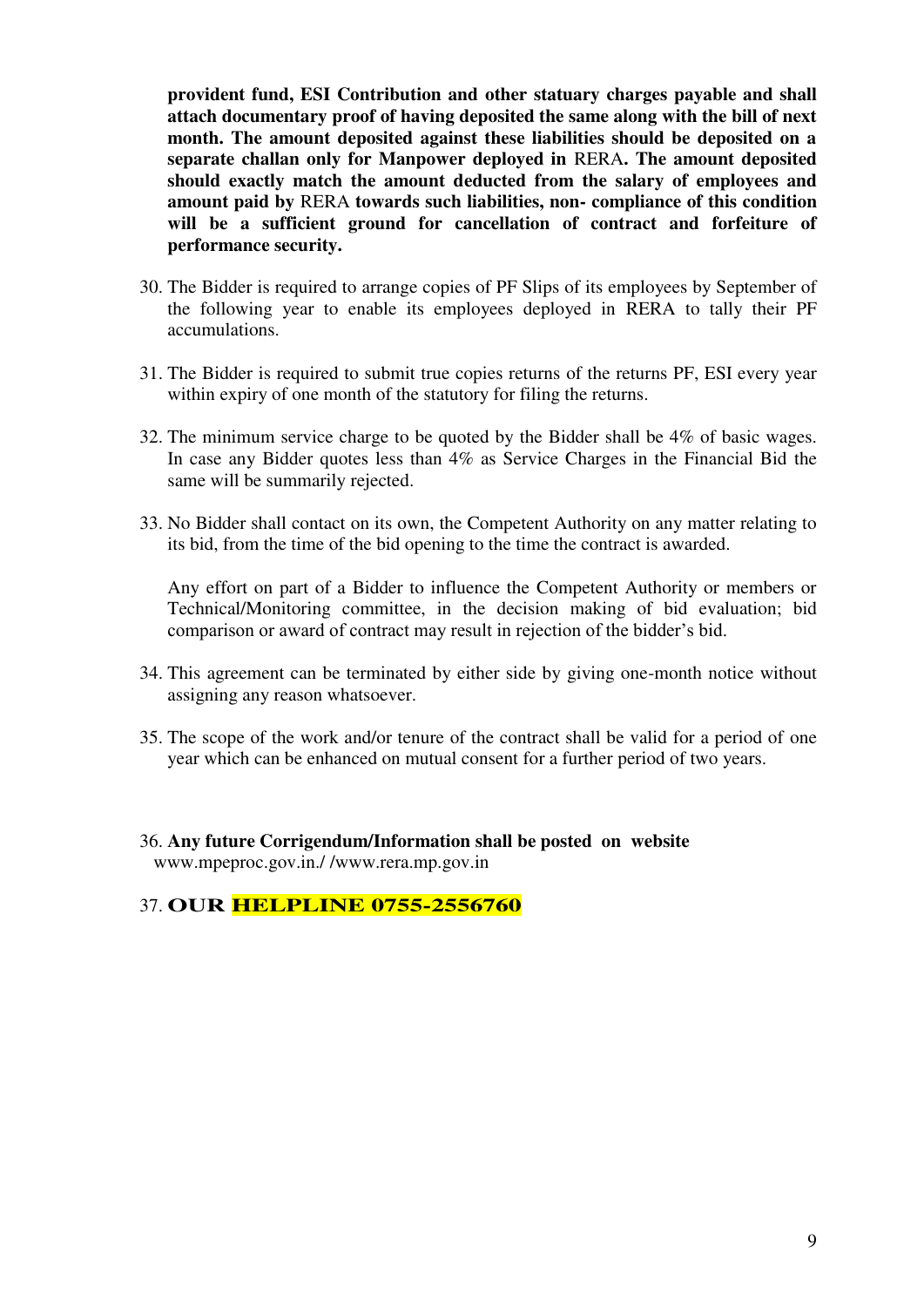**provident fund, ESI Contribution and other statuary charges payable and shall attach documentary proof of having deposited the same along with the bill of next month. The amount deposited against these liabilities should be deposited on a separate challan only for Manpower deployed in** RERA**. The amount deposited should exactly match the amount deducted from the salary of employees and amount paid by** RERA **towards such liabilities, non- compliance of this condition will be a sufficient ground for cancellation of contract and forfeiture of performance security.**

30. The Bidder is required to arrange copies of PF Slips of its employees by September of the following year to enable its employees deployed in RERA to tally their PF accumulations.

31. The Bidder is required to submit true copies returns of the returns PF, ESI every year within expiry of one month of the statutory for filing the returns.

32. The minimum service charge to be quoted by the Bidder shall be 4% of basic wages. In case any Bidder quotes less than 4% as Service Charges in the Financial Bid the same will be summarily rejected.

33. No Bidder shall contact on its own, the Competent Authority on any matter relating to its bid, from the time of the bid opening to the time the contract is awarded.

    Any effort on part of a Bidder to influence the Competent Authority or members or Technical/Monitoring committee, in the decision making of bid evaluation; bid comparison or award of contract may result in rejection of the bidder's bid.

34. This agreement can be terminated by either side by giving one-month notice without assigning any reason whatsoever.

35. The scope of the work and/or tenure of the contract shall be valid for a period of one year which can be enhanced on mutual consent for a further period of two years.

36. **Any future Corrigendum/Information shall be posted on website** www.mpeproc.gov.in./ /www.rera.mp.gov.in

37. **OUR HELPLINE 0755-2556760**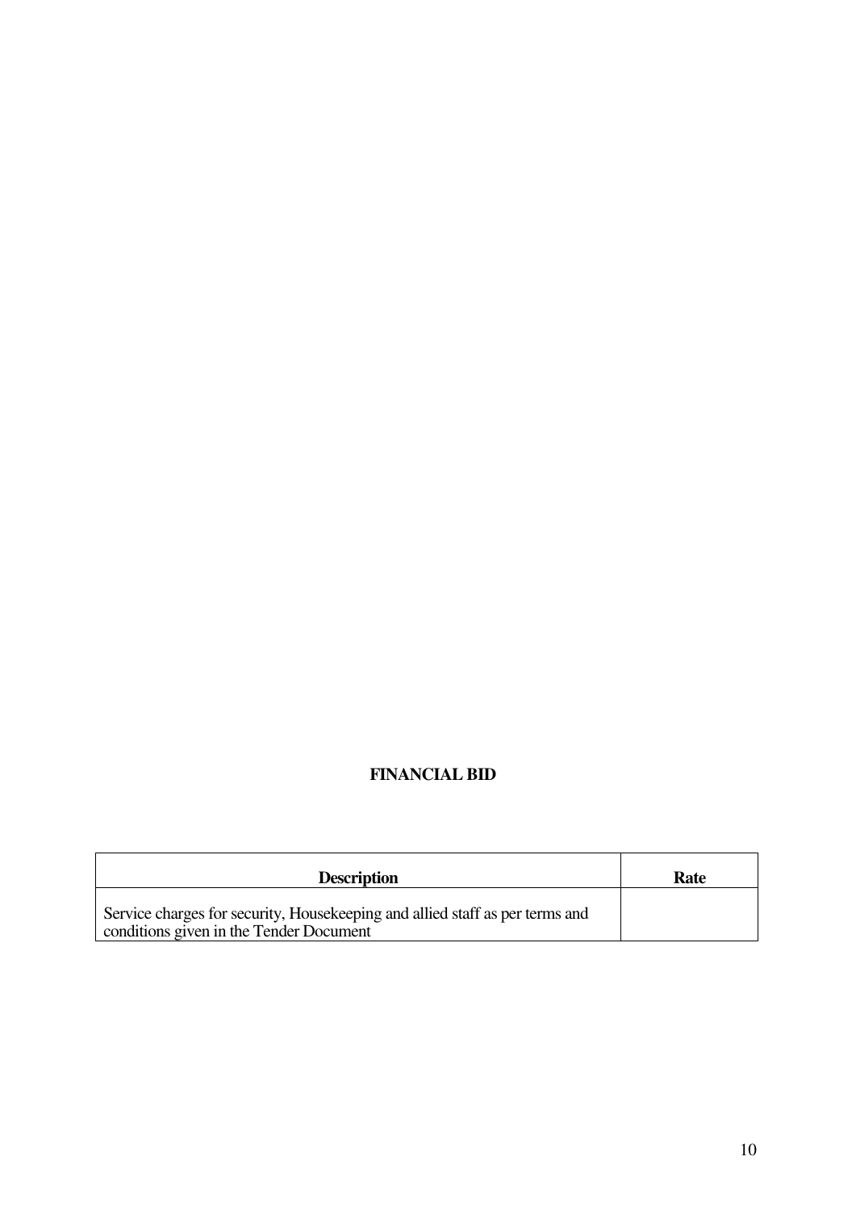## FINANCIAL BID

| Description | Rate |
|---|---|
| Service charges for security, Housekeeping and allied staff as per terms and conditions given in the Tender Document | |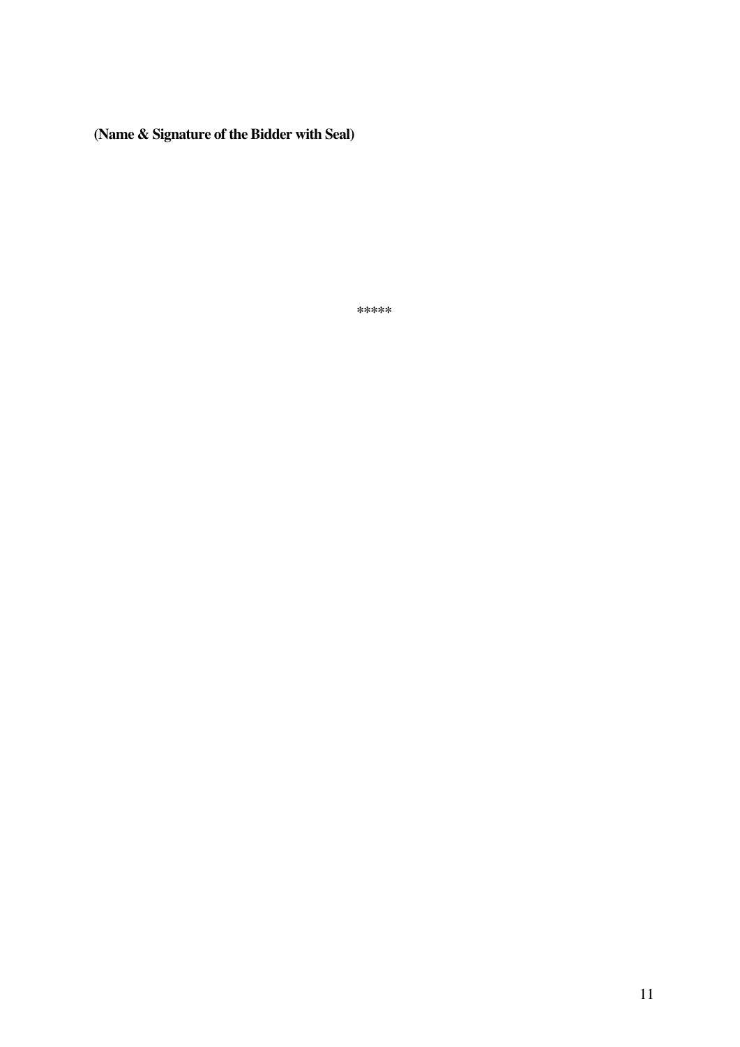**(Name & Signature of the Bidder with Seal)**

*****